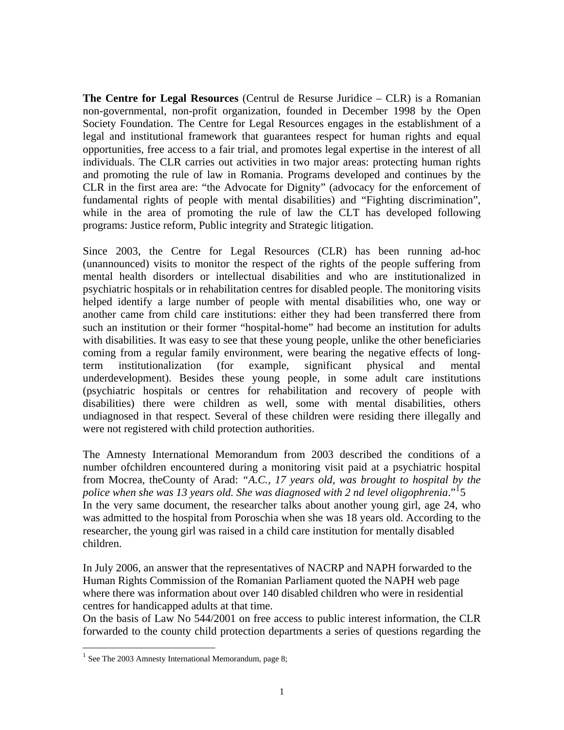**The Centre for Legal Resources** (Centrul de Resurse Juridice – CLR) is a Romanian non-governmental, non-profit organization, founded in December 1998 by the Open Society Foundation. The Centre for Legal Resources engages in the establishment of a legal and institutional framework that guarantees respect for human rights and equal opportunities, free access to a fair trial, and promotes legal expertise in the interest of all individuals. The CLR carries out activities in two major areas: protecting human rights and promoting the rule of law in Romania. Programs developed and continues by the CLR in the first area are: "the Advocate for Dignity" (advocacy for the enforcement of fundamental rights of people with mental disabilities) and "Fighting discrimination", while in the area of promoting the rule of law the CLT has developed following programs: Justice reform, Public integrity and Strategic litigation.

Since 2003, the Centre for Legal Resources (CLR) has been running ad-hoc (unannounced) visits to monitor the respect of the rights of the people suffering from mental health disorders or intellectual disabilities and who are institutionalized in psychiatric hospitals or in rehabilitation centres for disabled people. The monitoring visits helped identify a large number of people with mental disabilities who, one way or another came from child care institutions: either they had been transferred there from such an institution or their former "hospital-home" had become an institution for adults with disabilities. It was easy to see that these young people, unlike the other beneficiaries coming from a regular family environment, were bearing the negative effects of long-term institutionalization (for example, significant physical and mental underdevelopment). Besides these young people, in some adult care institutions (psychiatric hospitals or centres for rehabilitation and recovery of people with disabilities) there were children as well, some with mental disabilities, others undiagnosed in that respect. Several of these children were residing there illegally and were not registered with child protection authorities.

The Amnesty International Memorandum from 2003 described the conditions of a number ofchildren encountered during a monitoring visit paid at a psychiatric hospital from Mocrea, theCounty of Arad: *"A.C., 17 years old, was brought to hospital by the police when she was 13 years old. She was diagnosed with 2 nd level oligophrenia*."[1]5
In the very same document, the researcher talks about another young girl, age 24, who was admitted to the hospital from Poroschia when she was 18 years old. According to the researcher, the young girl was raised in a child care institution for mentally disabled children.

In July 2006, an answer that the representatives of NACRP and NAPH forwarded to the Human Rights Commission of the Romanian Parliament quoted the NAPH web page where there was information about over 140 disabled children who were in residential centres for handicapped adults at that time.
On the basis of Law No 544/2001 on free access to public interest information, the CLR forwarded to the county child protection departments a series of questions regarding the

---

[1] See The 2003 Amnesty International Memorandum, page 8;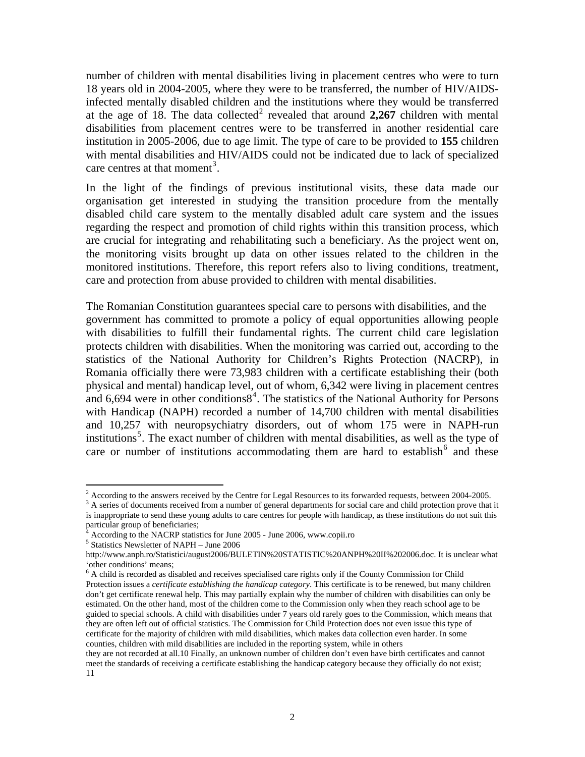number of children with mental disabilities living in placement centres who were to turn 18 years old in 2004-2005, where they were to be transferred, the number of HIV/AIDS-infected mentally disabled children and the institutions where they would be transferred at the age of 18. The data collected[2] revealed that around **2,267** children with mental disabilities from placement centres were to be transferred in another residential care institution in 2005-2006, due to age limit. The type of care to be provided to **155** children with mental disabilities and HIV/AIDS could not be indicated due to lack of specialized care centres at that moment[3].

In the light of the findings of previous institutional visits, these data made our organisation get interested in studying the transition procedure from the mentally disabled child care system to the mentally disabled adult care system and the issues regarding the respect and promotion of child rights within this transition process, which are crucial for integrating and rehabilitating such a beneficiary. As the project went on, the monitoring visits brought up data on other issues related to the children in the monitored institutions. Therefore, this report refers also to living conditions, treatment, care and protection from abuse provided to children with mental disabilities.

The Romanian Constitution guarantees special care to persons with disabilities, and the government has committed to promote a policy of equal opportunities allowing people with disabilities to fulfill their fundamental rights. The current child care legislation protects children with disabilities. When the monitoring was carried out, according to the statistics of the National Authority for Children's Rights Protection (NACRP), in Romania officially there were 73,983 children with a certificate establishing their (both physical and mental) handicap level, out of whom, 6,342 were living in placement centres and 6,694 were in other conditions8[4]. The statistics of the National Authority for Persons with Handicap (NAPH) recorded a number of 14,700 children with mental disabilities and 10,257 with neuropsychiatry disorders, out of whom 175 were in NAPH-run institutions[5]. The exact number of children with mental disabilities, as well as the type of care or number of institutions accommodating them are hard to establish[6] and these

---

[2] According to the answers received by the Centre for Legal Resources to its forwarded requests, between 2004-2005.

[3] A series of documents received from a number of general departments for social care and child protection prove that it is inappropriate to send these young adults to care centres for people with handicap, as these institutions do not suit this particular group of beneficiaries;

[4] According to the NACRP statistics for June 2005 - June 2006, www.copii.ro

[5] Statistics Newsletter of NAPH – June 2006 http://www.anph.ro/Statistici/august2006/BULETIN%20STATISTIC%20ANPH%20II%202006.doc. It is unclear what 'other conditions' means;

[6] A child is recorded as disabled and receives specialised care rights only if the County Commission for Child Protection issues a *certificate establishing the handicap category*. This certificate is to be renewed, but many children don't get certificate renewal help. This may partially explain why the number of children with disabilities can only be estimated. On the other hand, most of the children come to the Commission only when they reach school age to be guided to special schools. A child with disabilities under 7 years old rarely goes to the Commission, which means that they are often left out of official statistics. The Commission for Child Protection does not even issue this type of certificate for the majority of children with mild disabilities, which makes data collection even harder. In some counties, children with mild disabilities are included in the reporting system, while in others they are not recorded at all.10 Finally, an unknown number of children don't even have birth certificates and cannot meet the standards of receiving a certificate establishing the handicap category because they officially do not exist; 11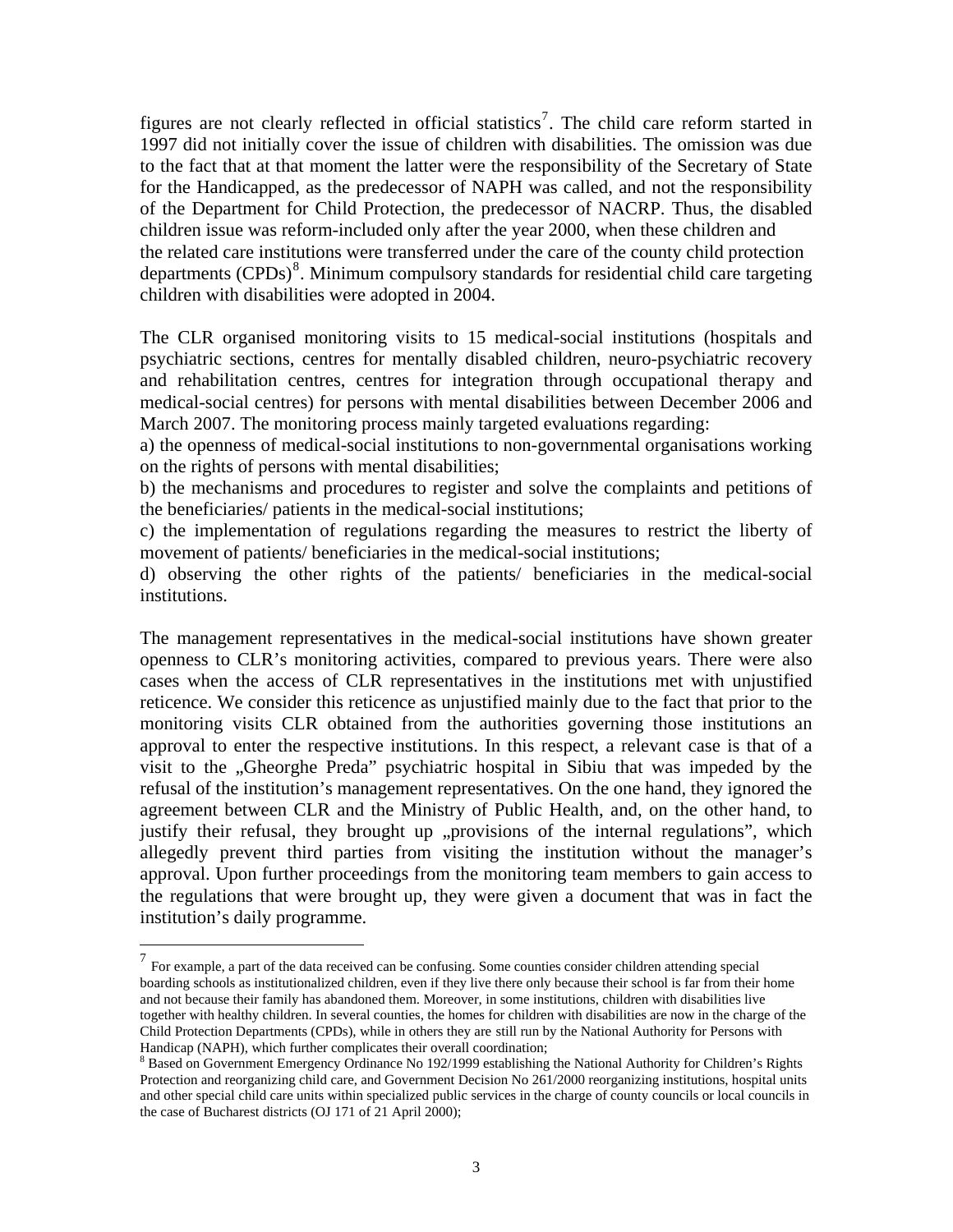figures are not clearly reflected in official statistics[7]. The child care reform started in 1997 did not initially cover the issue of children with disabilities. The omission was due to the fact that at that moment the latter were the responsibility of the Secretary of State for the Handicapped, as the predecessor of NAPH was called, and not the responsibility of the Department for Child Protection, the predecessor of NACRP. Thus, the disabled children issue was reform-included only after the year 2000, when these children and the related care institutions were transferred under the care of the county child protection departments (CPDs)[8]. Minimum compulsory standards for residential child care targeting children with disabilities were adopted in 2004.

The CLR organised monitoring visits to 15 medical-social institutions (hospitals and psychiatric sections, centres for mentally disabled children, neuro-psychiatric recovery and rehabilitation centres, centres for integration through occupational therapy and medical-social centres) for persons with mental disabilities between December 2006 and March 2007. The monitoring process mainly targeted evaluations regarding:

a) the openness of medical-social institutions to non-governmental organisations working on the rights of persons with mental disabilities;

b) the mechanisms and procedures to register and solve the complaints and petitions of the beneficiaries/ patients in the medical-social institutions;

c) the implementation of regulations regarding the measures to restrict the liberty of movement of patients/ beneficiaries in the medical-social institutions;

d) observing the other rights of the patients/ beneficiaries in the medical-social institutions.

The management representatives in the medical-social institutions have shown greater openness to CLR's monitoring activities, compared to previous years. There were also cases when the access of CLR representatives in the institutions met with unjustified reticence. We consider this reticence as unjustified mainly due to the fact that prior to the monitoring visits CLR obtained from the authorities governing those institutions an approval to enter the respective institutions. In this respect, a relevant case is that of a visit to the „Gheorghe Preda" psychiatric hospital in Sibiu that was impeded by the refusal of the institution's management representatives. On the one hand, they ignored the agreement between CLR and the Ministry of Public Health, and, on the other hand, to justify their refusal, they brought up „provisions of the internal regulations", which allegedly prevent third parties from visiting the institution without the manager's approval. Upon further proceedings from the monitoring team members to gain access to the regulations that were brought up, they were given a document that was in fact the institution's daily programme.

---

[7] For example, a part of the data received can be confusing. Some counties consider children attending special boarding schools as institutionalized children, even if they live there only because their school is far from their home and not because their family has abandoned them. Moreover, in some institutions, children with disabilities live together with healthy children. In several counties, the homes for children with disabilities are now in the charge of the Child Protection Departments (CPDs), while in others they are still run by the National Authority for Persons with Handicap (NAPH), which further complicates their overall coordination;

[8] Based on Government Emergency Ordinance No 192/1999 establishing the National Authority for Children's Rights Protection and reorganizing child care, and Government Decision No 261/2000 reorganizing institutions, hospital units and other special child care units within specialized public services in the charge of county councils or local councils in the case of Bucharest districts (OJ 171 of 21 April 2000);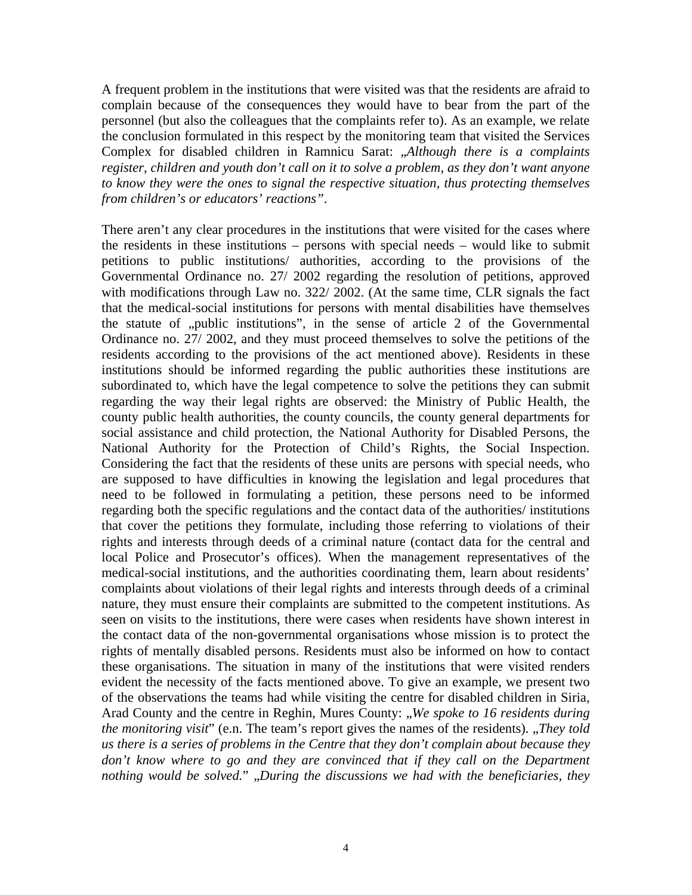A frequent problem in the institutions that were visited was that the residents are afraid to complain because of the consequences they would have to bear from the part of the personnel (but also the colleagues that the complaints refer to). As an example, we relate the conclusion formulated in this respect by the monitoring team that visited the Services Complex for disabled children in Ramnicu Sarat: *„Although there is a complaints register, children and youth don't call on it to solve a problem, as they don't want anyone to know they were the ones to signal the respective situation, thus protecting themselves from children's or educators' reactions"*.

There aren't any clear procedures in the institutions that were visited for the cases where the residents in these institutions – persons with special needs – would like to submit petitions to public institutions/ authorities, according to the provisions of the Governmental Ordinance no. 27/ 2002 regarding the resolution of petitions, approved with modifications through Law no. 322/ 2002. (At the same time, CLR signals the fact that the medical-social institutions for persons with mental disabilities have themselves the statute of „public institutions", in the sense of article 2 of the Governmental Ordinance no. 27/ 2002, and they must proceed themselves to solve the petitions of the residents according to the provisions of the act mentioned above). Residents in these institutions should be informed regarding the public authorities these institutions are subordinated to, which have the legal competence to solve the petitions they can submit regarding the way their legal rights are observed: the Ministry of Public Health, the county public health authorities, the county councils, the county general departments for social assistance and child protection, the National Authority for Disabled Persons, the National Authority for the Protection of Child's Rights, the Social Inspection. Considering the fact that the residents of these units are persons with special needs, who are supposed to have difficulties in knowing the legislation and legal procedures that need to be followed in formulating a petition, these persons need to be informed regarding both the specific regulations and the contact data of the authorities/ institutions that cover the petitions they formulate, including those referring to violations of their rights and interests through deeds of a criminal nature (contact data for the central and local Police and Prosecutor's offices). When the management representatives of the medical-social institutions, and the authorities coordinating them, learn about residents' complaints about violations of their legal rights and interests through deeds of a criminal nature, they must ensure their complaints are submitted to the competent institutions. As seen on visits to the institutions, there were cases when residents have shown interest in the contact data of the non-governmental organisations whose mission is to protect the rights of mentally disabled persons. Residents must also be informed on how to contact these organisations. The situation in many of the institutions that were visited renders evident the necessity of the facts mentioned above. To give an example, we present two of the observations the teams had while visiting the centre for disabled children in Siria, Arad County and the centre in Reghin, Mures County: *„We spoke to 16 residents during the monitoring visit*" (e.n. The team's report gives the names of the residents). *„They told us there is a series of problems in the Centre that they don't complain about because they don't know where to go and they are convinced that if they call on the Department nothing would be solved.*" *„During the discussions we had with the beneficiaries, they*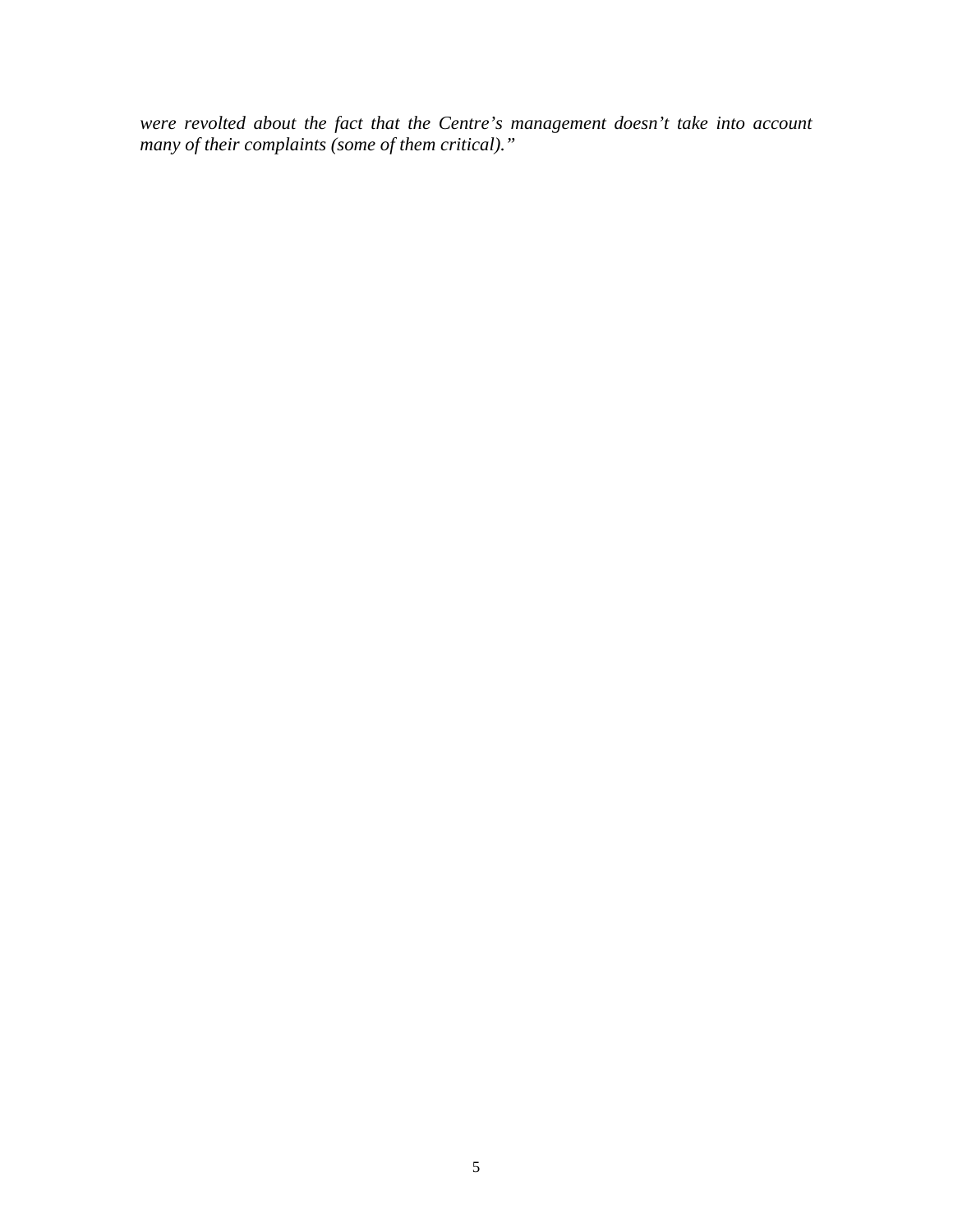*were revolted about the fact that the Centre's management doesn't take into account many of their complaints (some of them critical)."*